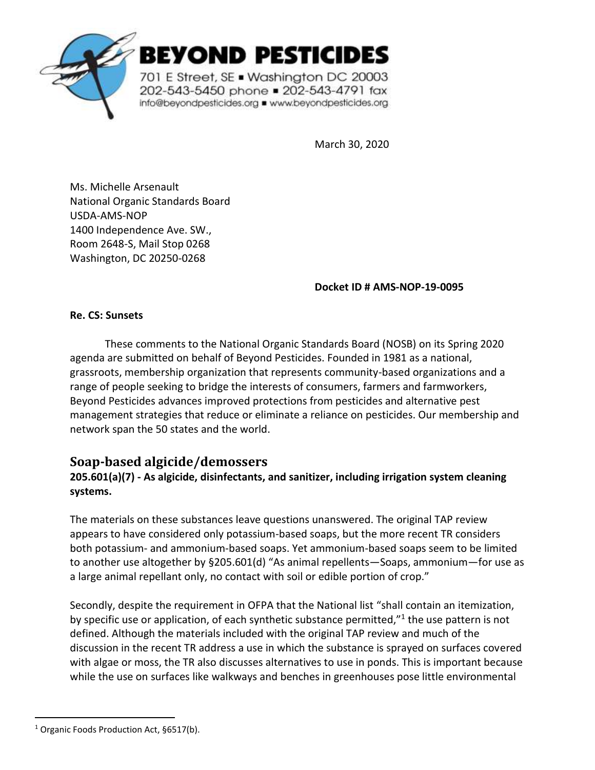# BEYOND PESTICIDES

701 E Street, SE ▪ Washington DC 20003
202-543-5450 phone ▪ 202-543-4791 fax
info@beyondpesticides.org ▪ www.beyondpesticides.org

March 30, 2020

Ms. Michelle Arsenault
National Organic Standards Board
USDA-AMS-NOP
1400 Independence Ave. SW.,
Room 2648-S, Mail Stop 0268
Washington, DC 20250-0268

**Docket ID # AMS-NOP-19-0095**

**Re. CS: Sunsets**

These comments to the National Organic Standards Board (NOSB) on its Spring 2020 agenda are submitted on behalf of Beyond Pesticides. Founded in 1981 as a national, grassroots, membership organization that represents community-based organizations and a range of people seeking to bridge the interests of consumers, farmers and farmworkers, Beyond Pesticides advances improved protections from pesticides and alternative pest management strategies that reduce or eliminate a reliance on pesticides. Our membership and network span the 50 states and the world.

## Soap-based algicide/demossers

**205.601(a)(7) - As algicide, disinfectants, and sanitizer, including irrigation system cleaning systems.**

The materials on these substances leave questions unanswered. The original TAP review appears to have considered only potassium-based soaps, but the more recent TR considers both potassium- and ammonium-based soaps. Yet ammonium-based soaps seem to be limited to another use altogether by §205.601(d) "As animal repellents—Soaps, ammonium—for use as a large animal repellant only, no contact with soil or edible portion of crop."

Secondly, despite the requirement in OFPA that the National list "shall contain an itemization, by specific use or application, of each synthetic substance permitted,"[1] the use pattern is not defined. Although the materials included with the original TAP review and much of the discussion in the recent TR address a use in which the substance is sprayed on surfaces covered with algae or moss, the TR also discusses alternatives to use in ponds. This is important because while the use on surfaces like walkways and benches in greenhouses pose little environmental

[1] Organic Foods Production Act, §6517(b).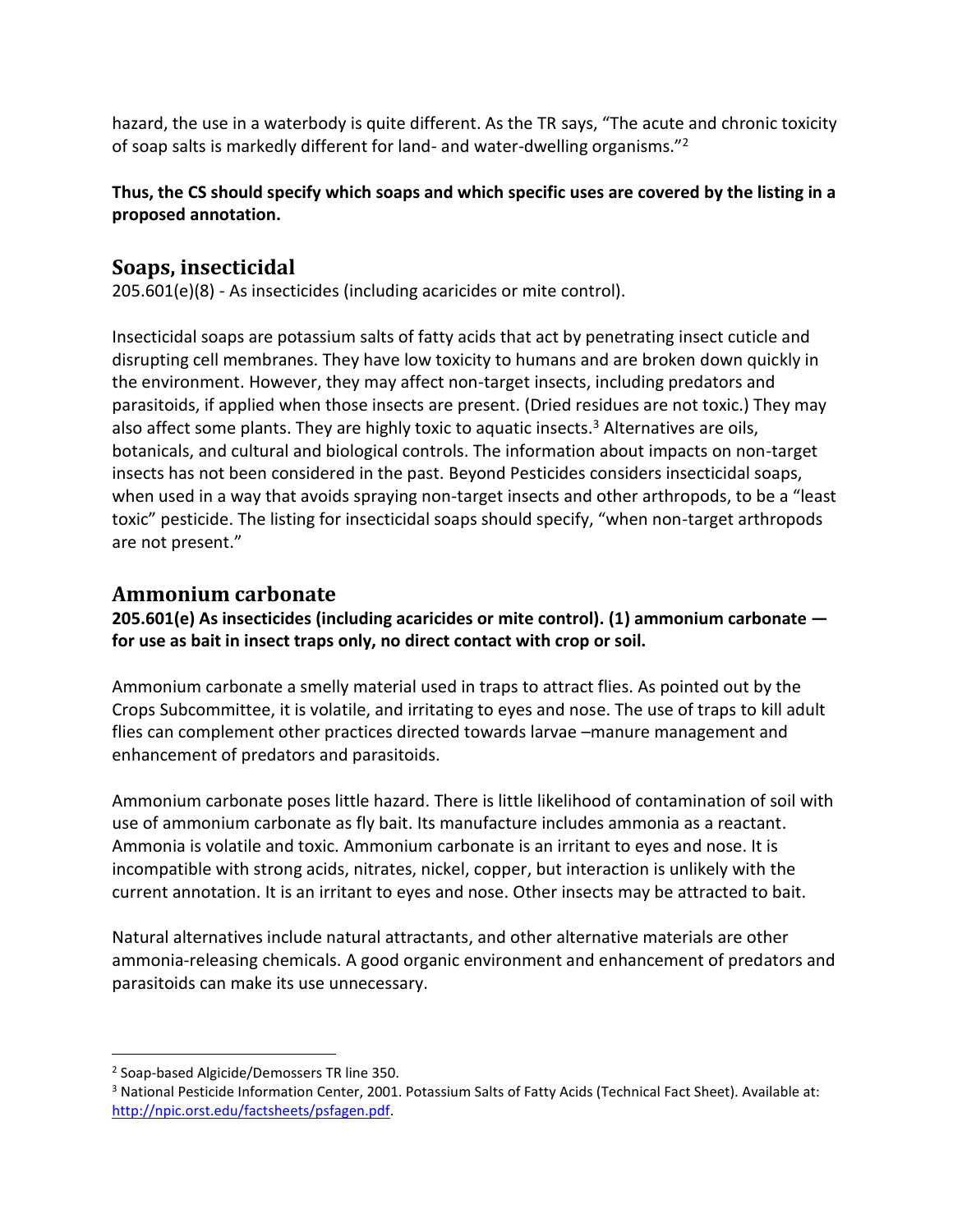hazard, the use in a waterbody is quite different. As the TR says, "The acute and chronic toxicity of soap salts is markedly different for land- and water-dwelling organisms."[2]

**Thus, the CS should specify which soaps and which specific uses are covered by the listing in a proposed annotation.**

## Soaps, insecticidal

205.601(e)(8) - As insecticides (including acaricides or mite control).

Insecticidal soaps are potassium salts of fatty acids that act by penetrating insect cuticle and disrupting cell membranes. They have low toxicity to humans and are broken down quickly in the environment. However, they may affect non-target insects, including predators and parasitoids, if applied when those insects are present. (Dried residues are not toxic.) They may also affect some plants. They are highly toxic to aquatic insects.[3] Alternatives are oils, botanicals, and cultural and biological controls. The information about impacts on non-target insects has not been considered in the past. Beyond Pesticides considers insecticidal soaps, when used in a way that avoids spraying non-target insects and other arthropods, to be a "least toxic" pesticide. The listing for insecticidal soaps should specify, "when non-target arthropods are not present."

## Ammonium carbonate

**205.601(e) As insecticides (including acaricides or mite control). (1) ammonium carbonate — for use as bait in insect traps only, no direct contact with crop or soil.**

Ammonium carbonate a smelly material used in traps to attract flies. As pointed out by the Crops Subcommittee, it is volatile, and irritating to eyes and nose. The use of traps to kill adult flies can complement other practices directed towards larvae –manure management and enhancement of predators and parasitoids.

Ammonium carbonate poses little hazard. There is little likelihood of contamination of soil with use of ammonium carbonate as fly bait. Its manufacture includes ammonia as a reactant. Ammonia is volatile and toxic. Ammonium carbonate is an irritant to eyes and nose. It is incompatible with strong acids, nitrates, nickel, copper, but interaction is unlikely with the current annotation. It is an irritant to eyes and nose. Other insects may be attracted to bait.

Natural alternatives include natural attractants, and other alternative materials are other ammonia-releasing chemicals. A good organic environment and enhancement of predators and parasitoids can make its use unnecessary.

---

[2] Soap-based Algicide/Demossers TR line 350.

[3] National Pesticide Information Center, 2001. Potassium Salts of Fatty Acids (Technical Fact Sheet). Available at: http://npic.orst.edu/factsheets/psfagen.pdf.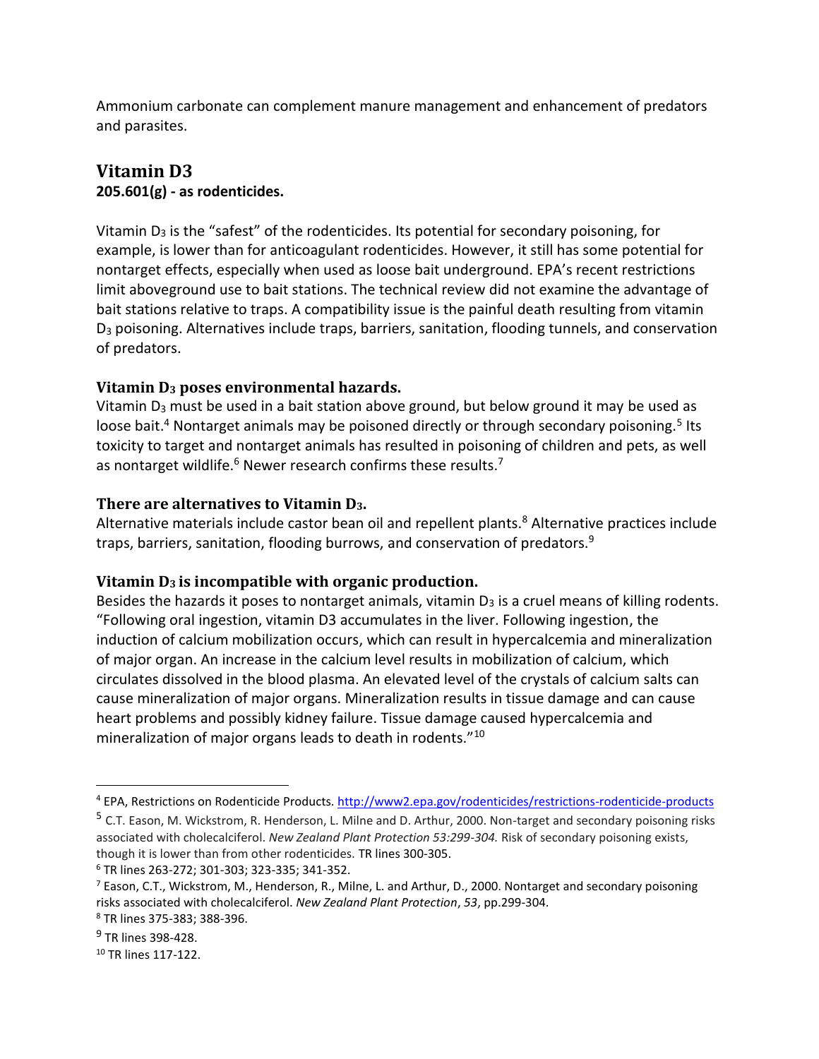Ammonium carbonate can complement manure management and enhancement of predators and parasites.

## Vitamin D3

**205.601(g) - as rodenticides.**

Vitamin $D_3$ is the "safest" of the rodenticides. Its potential for secondary poisoning, for example, is lower than for anticoagulant rodenticides. However, it still has some potential for nontarget effects, especially when used as loose bait underground. EPA's recent restrictions limit aboveground use to bait stations. The technical review did not examine the advantage of bait stations relative to traps. A compatibility issue is the painful death resulting from vitamin $D_3$ poisoning. Alternatives include traps, barriers, sanitation, flooding tunnels, and conservation of predators.

### Vitamin $D_3$ poses environmental hazards.

Vitamin $D_3$ must be used in a bait station above ground, but below ground it may be used as loose bait.[4] Nontarget animals may be poisoned directly or through secondary poisoning.[5] Its toxicity to target and nontarget animals has resulted in poisoning of children and pets, as well as nontarget wildlife.[6] Newer research confirms these results.[7]

### There are alternatives to Vitamin $D_3$.

Alternative materials include castor bean oil and repellent plants.[8] Alternative practices include traps, barriers, sanitation, flooding burrows, and conservation of predators.[9]

### Vitamin $D_3$ is incompatible with organic production.

Besides the hazards it poses to nontarget animals, vitamin $D_3$ is a cruel means of killing rodents. "Following oral ingestion, vitamin D3 accumulates in the liver. Following ingestion, the induction of calcium mobilization occurs, which can result in hypercalcemia and mineralization of major organ. An increase in the calcium level results in mobilization of calcium, which circulates dissolved in the blood plasma. An elevated level of the crystals of calcium salts can cause mineralization of major organs. Mineralization results in tissue damage and can cause heart problems and possibly kidney failure. Tissue damage caused hypercalcemia and mineralization of major organs leads to death in rodents."[10]

---

[4] EPA, Restrictions on Rodenticide Products. http://www2.epa.gov/rodenticides/restrictions-rodenticide-products

[5] C.T. Eason, M. Wickstrom, R. Henderson, L. Milne and D. Arthur, 2000. Non-target and secondary poisoning risks associated with cholecalciferol. *New Zealand Plant Protection 53:299-304.* Risk of secondary poisoning exists, though it is lower than from other rodenticides. TR lines 300-305.

[6] TR lines 263-272; 301-303; 323-335; 341-352.

[7] Eason, C.T., Wickstrom, M., Henderson, R., Milne, L. and Arthur, D., 2000. Nontarget and secondary poisoning risks associated with cholecalciferol. *New Zealand Plant Protection*, *53*, pp.299-304.

[8] TR lines 375-383; 388-396.

[9] TR lines 398-428.

[10] TR lines 117-122.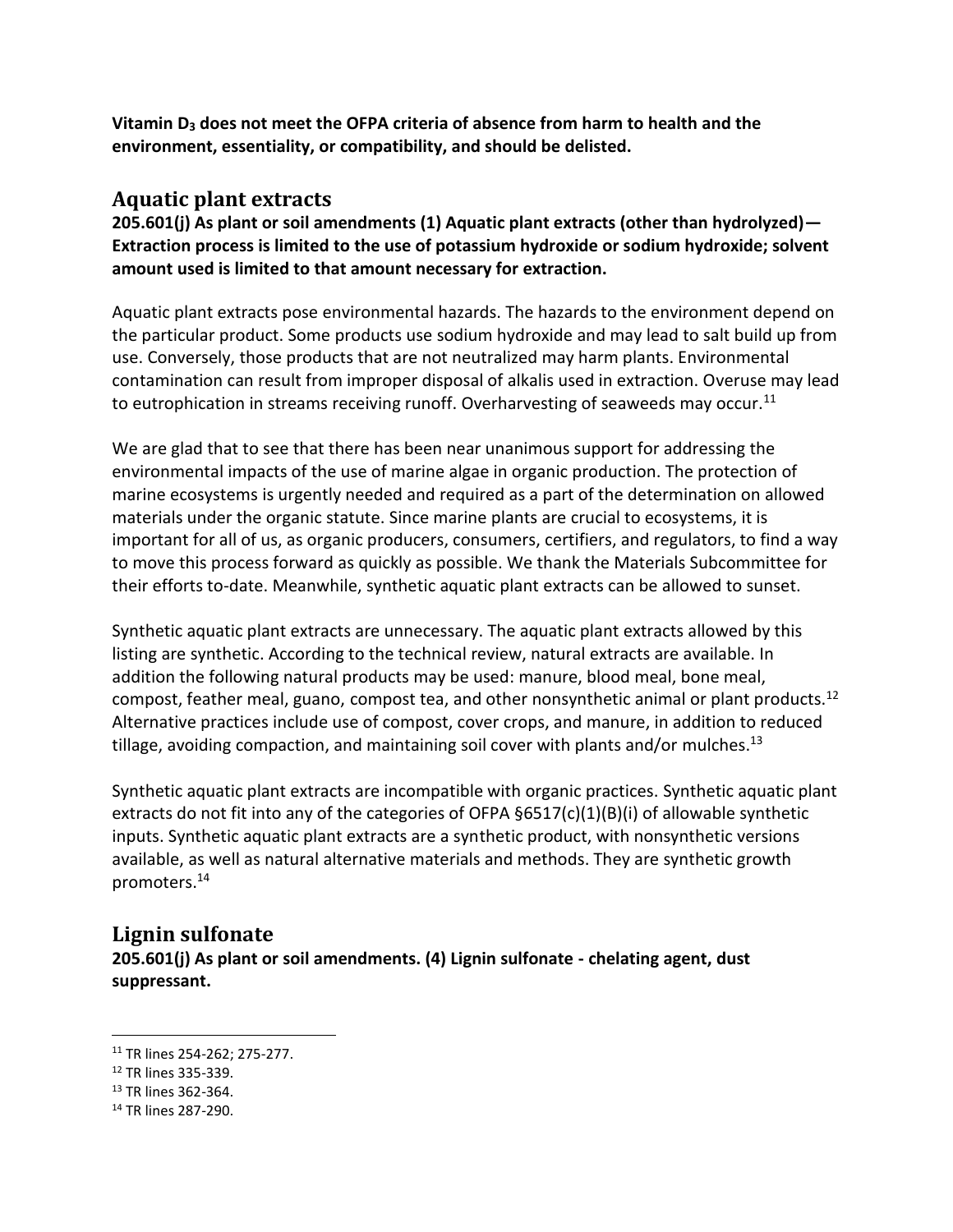**Vitamin $D_3$ does not meet the OFPA criteria of absence from harm to health and the environment, essentiality, or compatibility, and should be delisted.**

## Aquatic plant extracts

**205.601(j) As plant or soil amendments (1) Aquatic plant extracts (other than hydrolyzed)—Extraction process is limited to the use of potassium hydroxide or sodium hydroxide; solvent amount used is limited to that amount necessary for extraction.**

Aquatic plant extracts pose environmental hazards. The hazards to the environment depend on the particular product. Some products use sodium hydroxide and may lead to salt build up from use. Conversely, those products that are not neutralized may harm plants. Environmental contamination can result from improper disposal of alkalis used in extraction. Overuse may lead to eutrophication in streams receiving runoff. Overharvesting of seaweeds may occur.[11]

We are glad that to see that there has been near unanimous support for addressing the environmental impacts of the use of marine algae in organic production. The protection of marine ecosystems is urgently needed and required as a part of the determination on allowed materials under the organic statute. Since marine plants are crucial to ecosystems, it is important for all of us, as organic producers, consumers, certifiers, and regulators, to find a way to move this process forward as quickly as possible. We thank the Materials Subcommittee for their efforts to-date. Meanwhile, synthetic aquatic plant extracts can be allowed to sunset.

Synthetic aquatic plant extracts are unnecessary. The aquatic plant extracts allowed by this listing are synthetic. According to the technical review, natural extracts are available. In addition the following natural products may be used: manure, blood meal, bone meal, compost, feather meal, guano, compost tea, and other nonsynthetic animal or plant products.[12] Alternative practices include use of compost, cover crops, and manure, in addition to reduced tillage, avoiding compaction, and maintaining soil cover with plants and/or mulches.[13]

Synthetic aquatic plant extracts are incompatible with organic practices. Synthetic aquatic plant extracts do not fit into any of the categories of OFPA §6517(c)(1)(B)(i) of allowable synthetic inputs. Synthetic aquatic plant extracts are a synthetic product, with nonsynthetic versions available, as well as natural alternative materials and methods. They are synthetic growth promoters.[14]

## Lignin sulfonate

**205.601(j) As plant or soil amendments. (4) Lignin sulfonate - chelating agent, dust suppressant.**

---

[11] TR lines 254-262; 275-277.
[12] TR lines 335-339.
[13] TR lines 362-364.
[14] TR lines 287-290.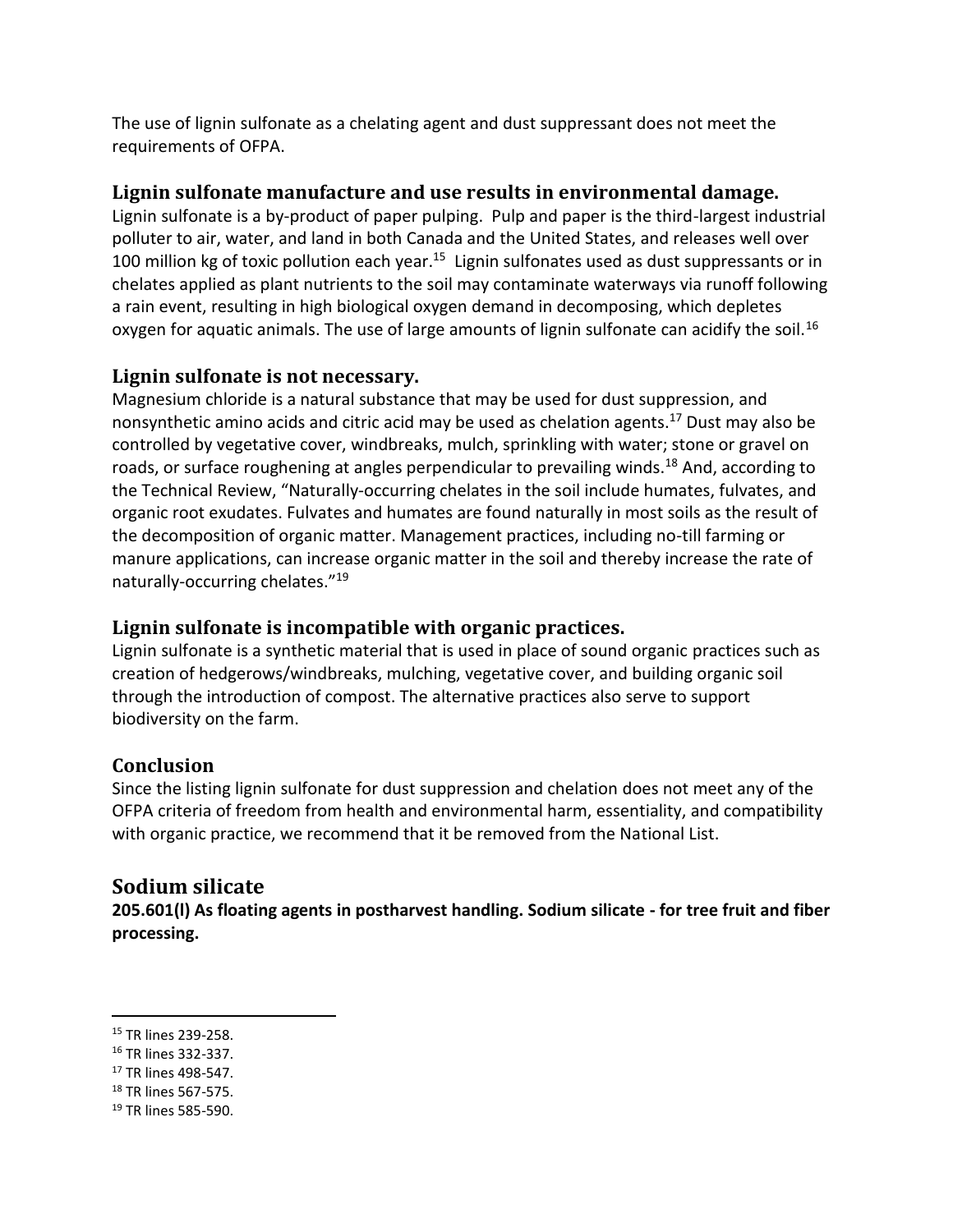The use of lignin sulfonate as a chelating agent and dust suppressant does not meet the requirements of OFPA.

### Lignin sulfonate manufacture and use results in environmental damage.

Lignin sulfonate is a by-product of paper pulping. Pulp and paper is the third-largest industrial polluter to air, water, and land in both Canada and the United States, and releases well over 100 million kg of toxic pollution each year.[15] Lignin sulfonates used as dust suppressants or in chelates applied as plant nutrients to the soil may contaminate waterways via runoff following a rain event, resulting in high biological oxygen demand in decomposing, which depletes oxygen for aquatic animals. The use of large amounts of lignin sulfonate can acidify the soil.[16]

### Lignin sulfonate is not necessary.

Magnesium chloride is a natural substance that may be used for dust suppression, and nonsynthetic amino acids and citric acid may be used as chelation agents.[17] Dust may also be controlled by vegetative cover, windbreaks, mulch, sprinkling with water; stone or gravel on roads, or surface roughening at angles perpendicular to prevailing winds.[18] And, according to the Technical Review, "Naturally-occurring chelates in the soil include humates, fulvates, and organic root exudates. Fulvates and humates are found naturally in most soils as the result of the decomposition of organic matter. Management practices, including no-till farming or manure applications, can increase organic matter in the soil and thereby increase the rate of naturally-occurring chelates."[19]

### Lignin sulfonate is incompatible with organic practices.

Lignin sulfonate is a synthetic material that is used in place of sound organic practices such as creation of hedgerows/windbreaks, mulching, vegetative cover, and building organic soil through the introduction of compost. The alternative practices also serve to support biodiversity on the farm.

### Conclusion

Since the listing lignin sulfonate for dust suppression and chelation does not meet any of the OFPA criteria of freedom from health and environmental harm, essentiality, and compatibility with organic practice, we recommend that it be removed from the National List.

## Sodium silicate

**205.601(l) As floating agents in postharvest handling. Sodium silicate - for tree fruit and fiber processing.**

---

[15] TR lines 239-258.
[16] TR lines 332-337.
[17] TR lines 498-547.
[18] TR lines 567-575.
[19] TR lines 585-590.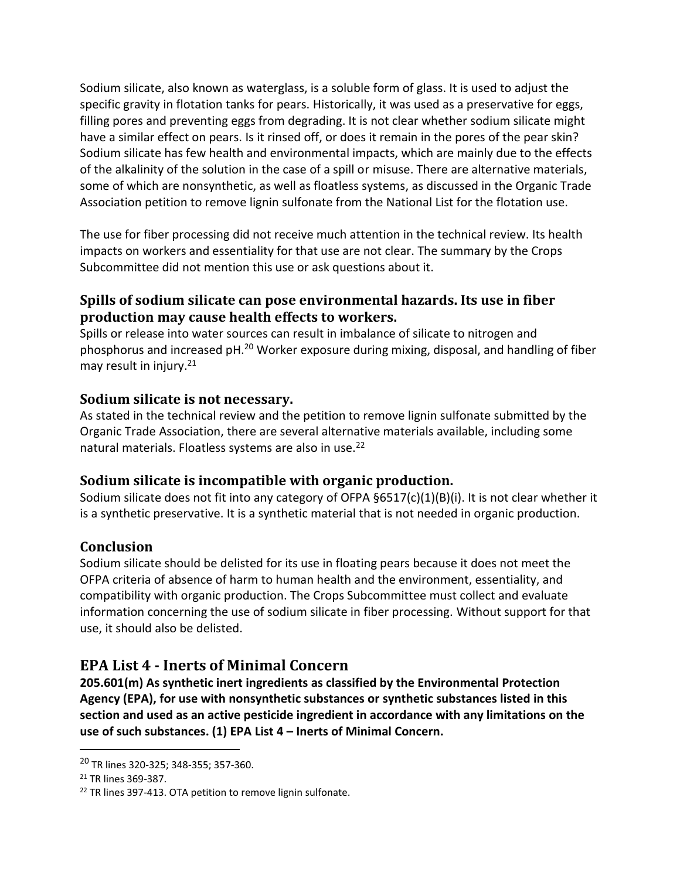Sodium silicate, also known as waterglass, is a soluble form of glass. It is used to adjust the specific gravity in flotation tanks for pears. Historically, it was used as a preservative for eggs, filling pores and preventing eggs from degrading. It is not clear whether sodium silicate might have a similar effect on pears. Is it rinsed off, or does it remain in the pores of the pear skin? Sodium silicate has few health and environmental impacts, which are mainly due to the effects of the alkalinity of the solution in the case of a spill or misuse. There are alternative materials, some of which are nonsynthetic, as well as floatless systems, as discussed in the Organic Trade Association petition to remove lignin sulfonate from the National List for the flotation use.

The use for fiber processing did not receive much attention in the technical review. Its health impacts on workers and essentiality for that use are not clear. The summary by the Crops Subcommittee did not mention this use or ask questions about it.

### Spills of sodium silicate can pose environmental hazards. Its use in fiber production may cause health effects to workers.

Spills or release into water sources can result in imbalance of silicate to nitrogen and phosphorus and increased pH.[20] Worker exposure during mixing, disposal, and handling of fiber may result in injury.[21]

### Sodium silicate is not necessary.

As stated in the technical review and the petition to remove lignin sulfonate submitted by the Organic Trade Association, there are several alternative materials available, including some natural materials. Floatless systems are also in use.[22]

### Sodium silicate is incompatible with organic production.

Sodium silicate does not fit into any category of OFPA §6517(c)(1)(B)(i). It is not clear whether it is a synthetic preservative. It is a synthetic material that is not needed in organic production.

### Conclusion

Sodium silicate should be delisted for its use in floating pears because it does not meet the OFPA criteria of absence of harm to human health and the environment, essentiality, and compatibility with organic production. The Crops Subcommittee must collect and evaluate information concerning the use of sodium silicate in fiber processing. Without support for that use, it should also be delisted.

## EPA List 4 - Inerts of Minimal Concern

**205.601(m) As synthetic inert ingredients as classified by the Environmental Protection Agency (EPA), for use with nonsynthetic substances or synthetic substances listed in this section and used as an active pesticide ingredient in accordance with any limitations on the use of such substances. (1) EPA List 4 – Inerts of Minimal Concern.**

---

[20] TR lines 320-325; 348-355; 357-360.

[21] TR lines 369-387.

[22] TR lines 397-413. OTA petition to remove lignin sulfonate.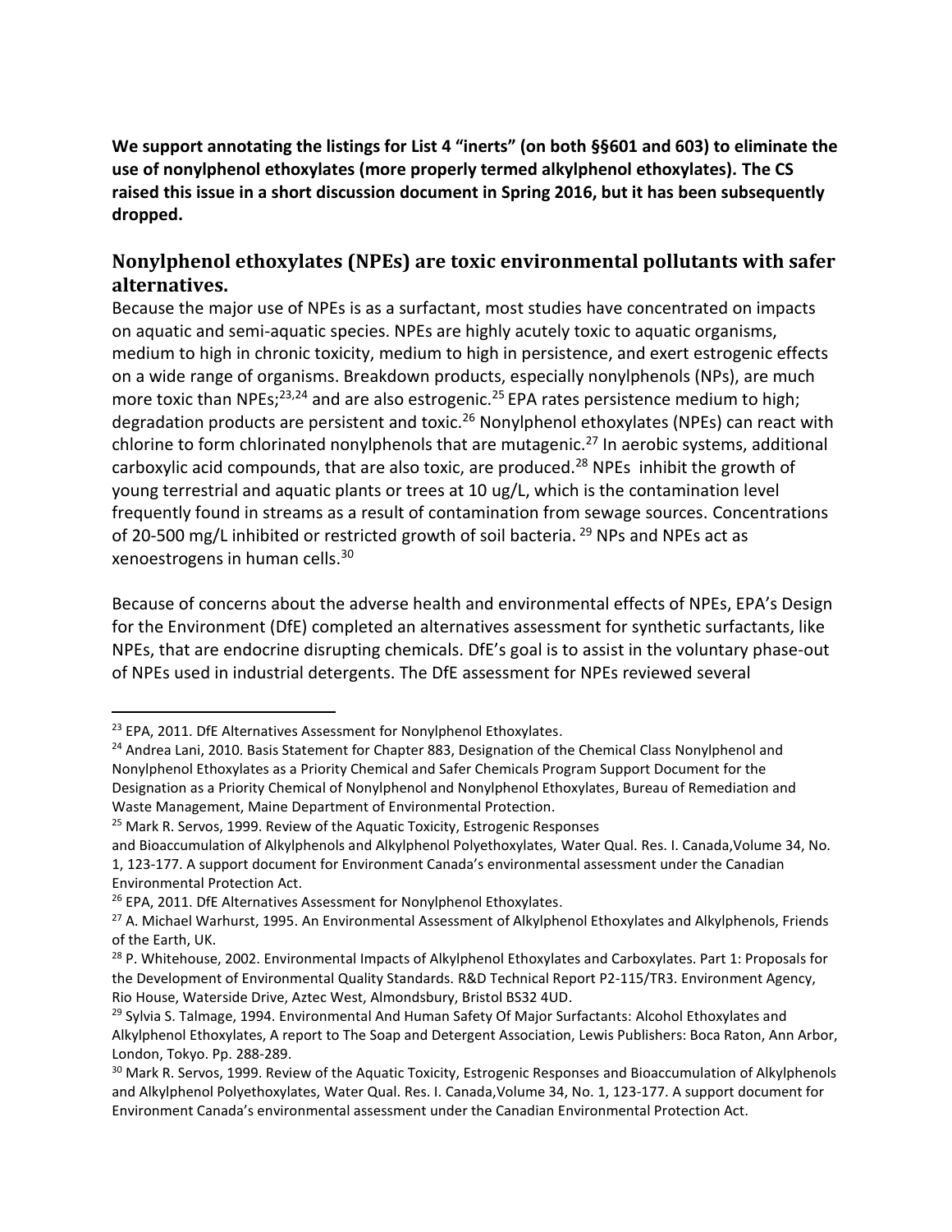**We support annotating the listings for List 4 "inerts" (on both §§601 and 603) to eliminate the use of nonylphenol ethoxylates (more properly termed alkylphenol ethoxylates). The CS raised this issue in a short discussion document in Spring 2016, but it has been subsequently dropped.**

## Nonylphenol ethoxylates (NPEs) are toxic environmental pollutants with safer alternatives.

Because the major use of NPEs is as a surfactant, most studies have concentrated on impacts on aquatic and semi-aquatic species. NPEs are highly acutely toxic to aquatic organisms, medium to high in chronic toxicity, medium to high in persistence, and exert estrogenic effects on a wide range of organisms. Breakdown products, especially nonylphenols (NPs), are much more toxic than NPEs;[23,24] and are also estrogenic.[25] EPA rates persistence medium to high; degradation products are persistent and toxic.[26] Nonylphenol ethoxylates (NPEs) can react with chlorine to form chlorinated nonylphenols that are mutagenic.[27] In aerobic systems, additional carboxylic acid compounds, that are also toxic, are produced.[28] NPEs inhibit the growth of young terrestrial and aquatic plants or trees at 10 ug/L, which is the contamination level frequently found in streams as a result of contamination from sewage sources. Concentrations of 20-500 mg/L inhibited or restricted growth of soil bacteria.[29] NPs and NPEs act as xenoestrogens in human cells.[30]

Because of concerns about the adverse health and environmental effects of NPEs, EPA's Design for the Environment (DfE) completed an alternatives assessment for synthetic surfactants, like NPEs, that are endocrine disrupting chemicals. DfE's goal is to assist in the voluntary phase-out of NPEs used in industrial detergents. The DfE assessment for NPEs reviewed several

---

[23] EPA, 2011. DfE Alternatives Assessment for Nonylphenol Ethoxylates.

[24] Andrea Lani, 2010. Basis Statement for Chapter 883, Designation of the Chemical Class Nonylphenol and Nonylphenol Ethoxylates as a Priority Chemical and Safer Chemicals Program Support Document for the Designation as a Priority Chemical of Nonylphenol and Nonylphenol Ethoxylates, Bureau of Remediation and Waste Management, Maine Department of Environmental Protection.

[25] Mark R. Servos, 1999. Review of the Aquatic Toxicity, Estrogenic Responses and Bioaccumulation of Alkylphenols and Alkylphenol Polyethoxylates, Water Qual. Res. I. Canada,Volume 34, No. 1, 123-177. A support document for Environment Canada's environmental assessment under the Canadian Environmental Protection Act.

[26] EPA, 2011. DfE Alternatives Assessment for Nonylphenol Ethoxylates.

[27] A. Michael Warhurst, 1995. An Environmental Assessment of Alkylphenol Ethoxylates and Alkylphenols, Friends of the Earth, UK.

[28] P. Whitehouse, 2002. Environmental Impacts of Alkylphenol Ethoxylates and Carboxylates. Part 1: Proposals for the Development of Environmental Quality Standards. R&D Technical Report P2-115/TR3. Environment Agency, Rio House, Waterside Drive, Aztec West, Almondsbury, Bristol BS32 4UD.

[29] Sylvia S. Talmage, 1994. Environmental And Human Safety Of Major Surfactants: Alcohol Ethoxylates and Alkylphenol Ethoxylates, A report to The Soap and Detergent Association, Lewis Publishers: Boca Raton, Ann Arbor, London, Tokyo. Pp. 288-289.

[30] Mark R. Servos, 1999. Review of the Aquatic Toxicity, Estrogenic Responses and Bioaccumulation of Alkylphenols and Alkylphenol Polyethoxylates, Water Qual. Res. I. Canada,Volume 34, No. 1, 123-177. A support document for Environment Canada's environmental assessment under the Canadian Environmental Protection Act.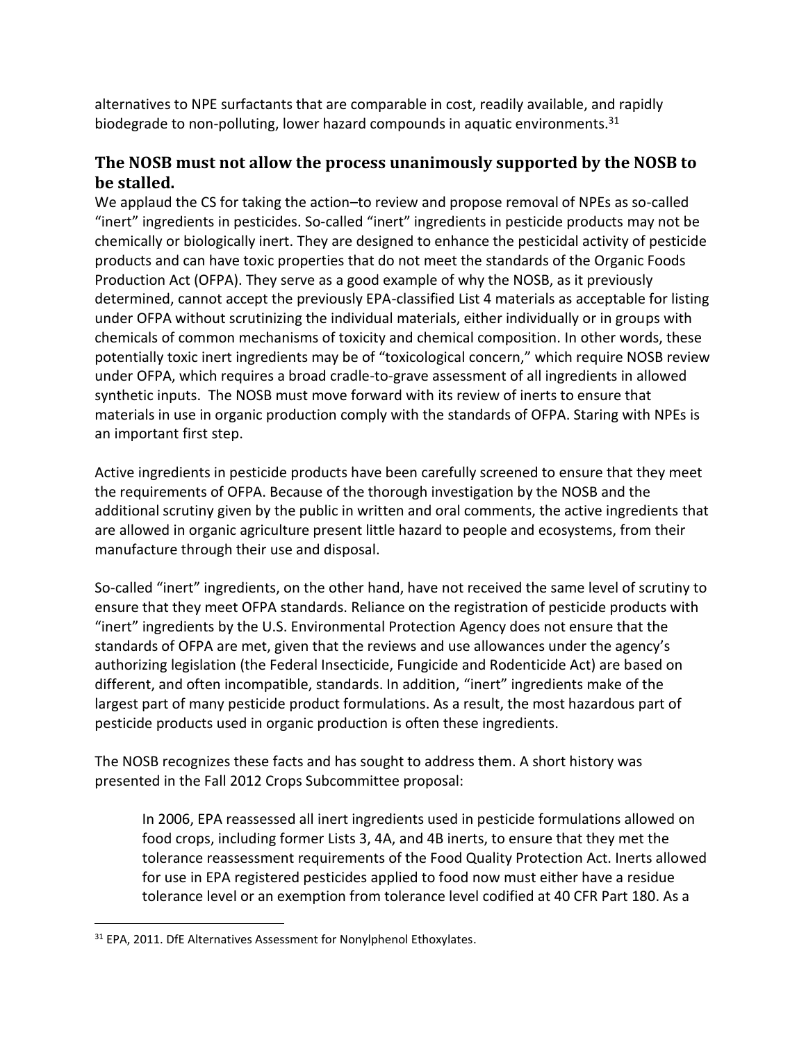alternatives to NPE surfactants that are comparable in cost, readily available, and rapidly biodegrade to non-polluting, lower hazard compounds in aquatic environments.[31]

## The NOSB must not allow the process unanimously supported by the NOSB to be stalled.

We applaud the CS for taking the action–to review and propose removal of NPEs as so-called "inert" ingredients in pesticides. So-called "inert" ingredients in pesticide products may not be chemically or biologically inert. They are designed to enhance the pesticidal activity of pesticide products and can have toxic properties that do not meet the standards of the Organic Foods Production Act (OFPA). They serve as a good example of why the NOSB, as it previously determined, cannot accept the previously EPA-classified List 4 materials as acceptable for listing under OFPA without scrutinizing the individual materials, either individually or in groups with chemicals of common mechanisms of toxicity and chemical composition. In other words, these potentially toxic inert ingredients may be of "toxicological concern," which require NOSB review under OFPA, which requires a broad cradle-to-grave assessment of all ingredients in allowed synthetic inputs. The NOSB must move forward with its review of inerts to ensure that materials in use in organic production comply with the standards of OFPA. Staring with NPEs is an important first step.

Active ingredients in pesticide products have been carefully screened to ensure that they meet the requirements of OFPA. Because of the thorough investigation by the NOSB and the additional scrutiny given by the public in written and oral comments, the active ingredients that are allowed in organic agriculture present little hazard to people and ecosystems, from their manufacture through their use and disposal.

So-called "inert" ingredients, on the other hand, have not received the same level of scrutiny to ensure that they meet OFPA standards. Reliance on the registration of pesticide products with "inert" ingredients by the U.S. Environmental Protection Agency does not ensure that the standards of OFPA are met, given that the reviews and use allowances under the agency's authorizing legislation (the Federal Insecticide, Fungicide and Rodenticide Act) are based on different, and often incompatible, standards. In addition, "inert" ingredients make of the largest part of many pesticide product formulations. As a result, the most hazardous part of pesticide products used in organic production is often these ingredients.

The NOSB recognizes these facts and has sought to address them. A short history was presented in the Fall 2012 Crops Subcommittee proposal:

> In 2006, EPA reassessed all inert ingredients used in pesticide formulations allowed on food crops, including former Lists 3, 4A, and 4B inerts, to ensure that they met the tolerance reassessment requirements of the Food Quality Protection Act. Inerts allowed for use in EPA registered pesticides applied to food now must either have a residue tolerance level or an exemption from tolerance level codified at 40 CFR Part 180. As a

---

[31] EPA, 2011. DfE Alternatives Assessment for Nonylphenol Ethoxylates.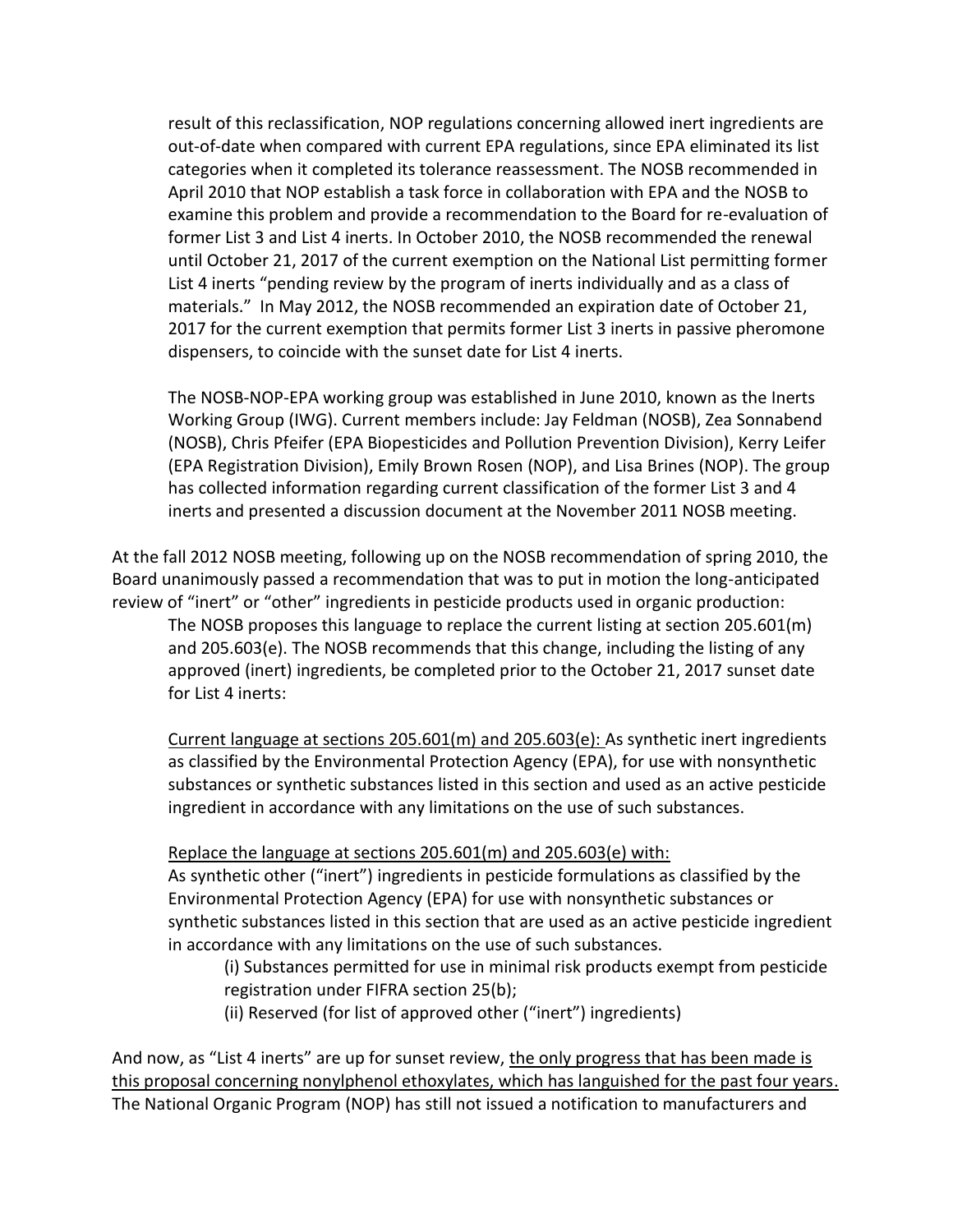result of this reclassification, NOP regulations concerning allowed inert ingredients are out-of-date when compared with current EPA regulations, since EPA eliminated its list categories when it completed its tolerance reassessment. The NOSB recommended in April 2010 that NOP establish a task force in collaboration with EPA and the NOSB to examine this problem and provide a recommendation to the Board for re-evaluation of former List 3 and List 4 inerts. In October 2010, the NOSB recommended the renewal until October 21, 2017 of the current exemption on the National List permitting former List 4 inerts "pending review by the program of inerts individually and as a class of materials." In May 2012, the NOSB recommended an expiration date of October 21, 2017 for the current exemption that permits former List 3 inerts in passive pheromone dispensers, to coincide with the sunset date for List 4 inerts.

> The NOSB-NOP-EPA working group was established in June 2010, known as the Inerts Working Group (IWG). Current members include: Jay Feldman (NOSB), Zea Sonnabend (NOSB), Chris Pfeifer (EPA Biopesticides and Pollution Prevention Division), Kerry Leifer (EPA Registration Division), Emily Brown Rosen (NOP), and Lisa Brines (NOP). The group has collected information regarding current classification of the former List 3 and 4 inerts and presented a discussion document at the November 2011 NOSB meeting.

At the fall 2012 NOSB meeting, following up on the NOSB recommendation of spring 2010, the Board unanimously passed a recommendation that was to put in motion the long-anticipated review of "inert" or "other" ingredients in pesticide products used in organic production:

> The NOSB proposes this language to replace the current listing at section 205.601(m) and 205.603(e). The NOSB recommends that this change, including the listing of any approved (inert) ingredients, be completed prior to the October 21, 2017 sunset date for List 4 inerts:
>
> <u>Current language at sections 205.601(m) and 205.603(e):</u> As synthetic inert ingredients as classified by the Environmental Protection Agency (EPA), for use with nonsynthetic substances or synthetic substances listed in this section and used as an active pesticide ingredient in accordance with any limitations on the use of such substances.
>
> <u>Replace the language at sections 205.601(m) and 205.603(e) with:</u>
> As synthetic other ("inert") ingredients in pesticide formulations as classified by the Environmental Protection Agency (EPA) for use with nonsynthetic substances or synthetic substances listed in this section that are used as an active pesticide ingredient in accordance with any limitations on the use of such substances.
>
> (i) Substances permitted for use in minimal risk products exempt from pesticide registration under FIFRA section 25(b);
>
> (ii) Reserved (for list of approved other ("inert") ingredients)

And now, as "List 4 inerts" are up for sunset review, <u>the only progress that has been made is this proposal concerning nonylphenol ethoxylates, which has languished for the past four years</u>. The National Organic Program (NOP) has still not issued a notification to manufacturers and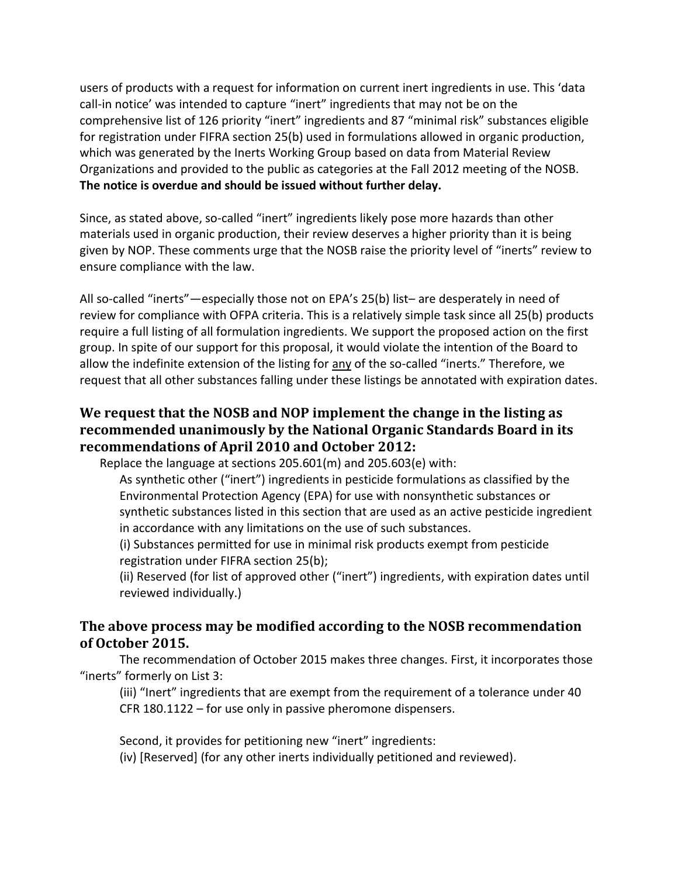users of products with a request for information on current inert ingredients in use. This 'data call-in notice' was intended to capture "inert" ingredients that may not be on the comprehensive list of 126 priority "inert" ingredients and 87 "minimal risk" substances eligible for registration under FIFRA section 25(b) used in formulations allowed in organic production, which was generated by the Inerts Working Group based on data from Material Review Organizations and provided to the public as categories at the Fall 2012 meeting of the NOSB. **The notice is overdue and should be issued without further delay.**

Since, as stated above, so-called "inert" ingredients likely pose more hazards than other materials used in organic production, their review deserves a higher priority than it is being given by NOP. These comments urge that the NOSB raise the priority level of "inerts" review to ensure compliance with the law.

All so-called "inerts"—especially those not on EPA's 25(b) list– are desperately in need of review for compliance with OFPA criteria. This is a relatively simple task since all 25(b) products require a full listing of all formulation ingredients. We support the proposed action on the first group. In spite of our support for this proposal, it would violate the intention of the Board to allow the indefinite extension of the listing for <u>any</u> of the so-called "inerts." Therefore, we request that all other substances falling under these listings be annotated with expiration dates.

## We request that the NOSB and NOP implement the change in the listing as recommended unanimously by the National Organic Standards Board in its recommendations of April 2010 and October 2012:

Replace the language at sections 205.601(m) and 205.603(e) with:

As synthetic other ("inert") ingredients in pesticide formulations as classified by the Environmental Protection Agency (EPA) for use with nonsynthetic substances or synthetic substances listed in this section that are used as an active pesticide ingredient in accordance with any limitations on the use of such substances.

(i) Substances permitted for use in minimal risk products exempt from pesticide registration under FIFRA section 25(b);

(ii) Reserved (for list of approved other ("inert") ingredients, with expiration dates until reviewed individually.)

## The above process may be modified according to the NOSB recommendation of October 2015.

The recommendation of October 2015 makes three changes. First, it incorporates those "inerts" formerly on List 3:

(iii) "Inert" ingredients that are exempt from the requirement of a tolerance under 40 CFR 180.1122 – for use only in passive pheromone dispensers.

Second, it provides for petitioning new "inert" ingredients:

(iv) [Reserved] (for any other inerts individually petitioned and reviewed).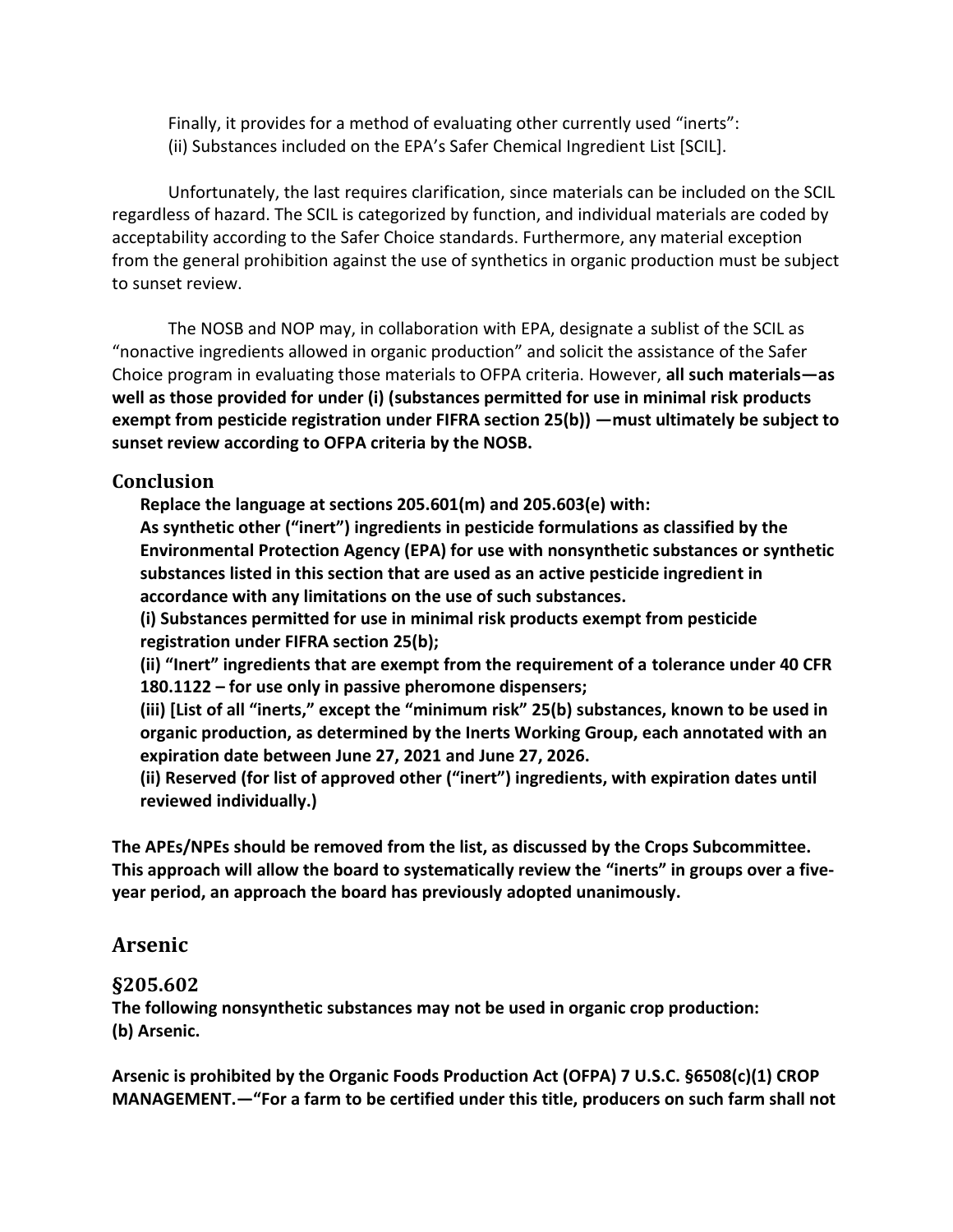Finally, it provides for a method of evaluating other currently used "inerts":
(ii) Substances included on the EPA's Safer Chemical Ingredient List [SCIL].

Unfortunately, the last requires clarification, since materials can be included on the SCIL regardless of hazard. The SCIL is categorized by function, and individual materials are coded by acceptability according to the Safer Choice standards. Furthermore, any material exception from the general prohibition against the use of synthetics in organic production must be subject to sunset review.

The NOSB and NOP may, in collaboration with EPA, designate a sublist of the SCIL as "nonactive ingredients allowed in organic production" and solicit the assistance of the Safer Choice program in evaluating those materials to OFPA criteria. However, **all such materials—as well as those provided for under (i) (substances permitted for use in minimal risk products exempt from pesticide registration under FIFRA section 25(b)) —must ultimately be subject to sunset review according to OFPA criteria by the NOSB.**

## Conclusion

**Replace the language at sections 205.601(m) and 205.603(e) with:**
**As synthetic other ("inert") ingredients in pesticide formulations as classified by the Environmental Protection Agency (EPA) for use with nonsynthetic substances or synthetic substances listed in this section that are used as an active pesticide ingredient in accordance with any limitations on the use of such substances.**
**(i) Substances permitted for use in minimal risk products exempt from pesticide registration under FIFRA section 25(b);**
**(ii) "Inert" ingredients that are exempt from the requirement of a tolerance under 40 CFR 180.1122 – for use only in passive pheromone dispensers;**
**(iii) [List of all "inerts," except the "minimum risk" 25(b) substances, known to be used in organic production, as determined by the Inerts Working Group, each annotated with an expiration date between June 27, 2021 and June 27, 2026.**
**(ii) Reserved (for list of approved other ("inert") ingredients, with expiration dates until reviewed individually.)**

**The APEs/NPEs should be removed from the list, as discussed by the Crops Subcommittee. This approach will allow the board to systematically review the "inerts" in groups over a five-year period, an approach the board has previously adopted unanimously.**

## Arsenic

### §205.602

**The following nonsynthetic substances may not be used in organic crop production:**
**(b) Arsenic.**

**Arsenic is prohibited by the Organic Foods Production Act (OFPA) 7 U.S.C. §6508(c)(1) CROP MANAGEMENT.—"For a farm to be certified under this title, producers on such farm shall not**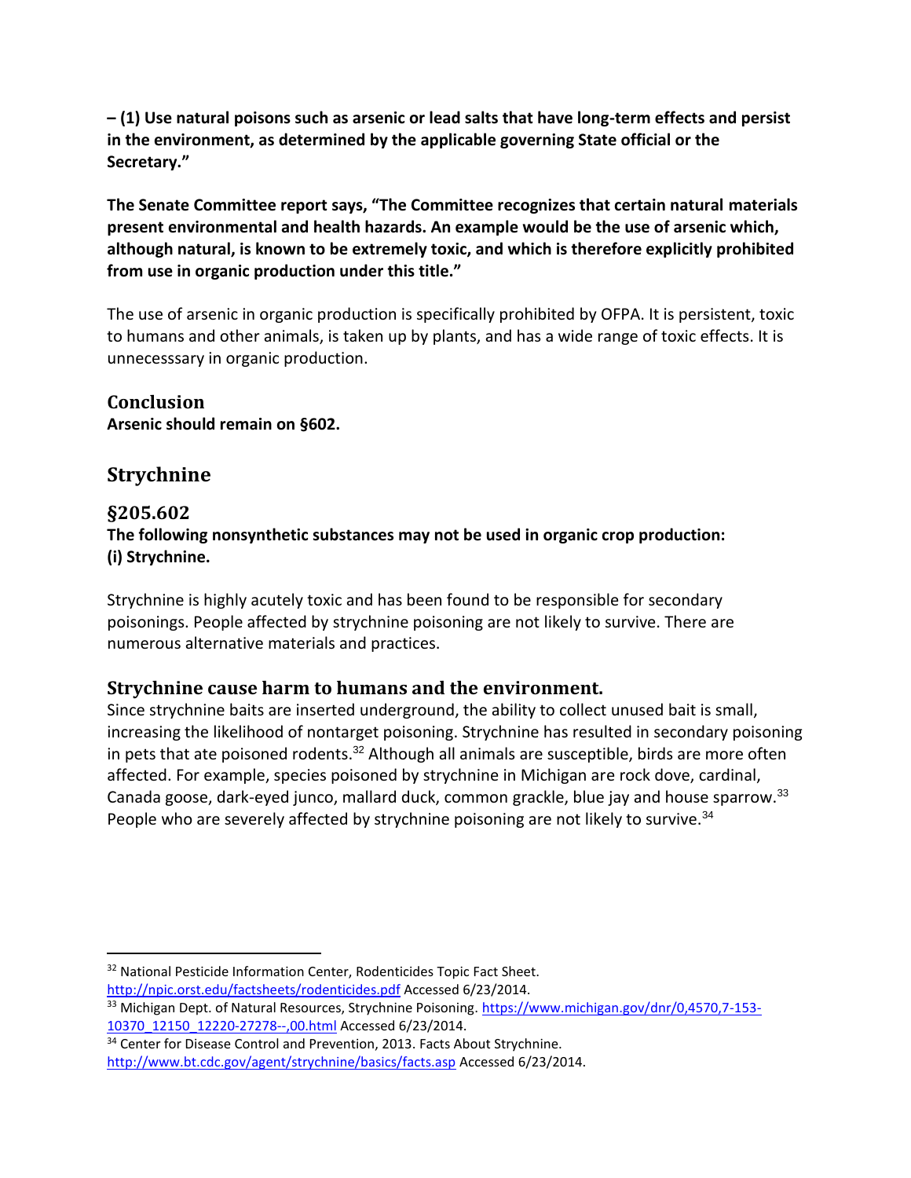**– (1) Use natural poisons such as arsenic or lead salts that have long-term effects and persist in the environment, as determined by the applicable governing State official or the Secretary."**

**The Senate Committee report says, "The Committee recognizes that certain natural materials present environmental and health hazards. An example would be the use of arsenic which, although natural, is known to be extremely toxic, and which is therefore explicitly prohibited from use in organic production under this title."**

The use of arsenic in organic production is specifically prohibited by OFPA. It is persistent, toxic to humans and other animals, is taken up by plants, and has a wide range of toxic effects. It is unnecesssary in organic production.

### Conclusion

**Arsenic should remain on §602.**

## Strychnine

### §205.602

**The following nonsynthetic substances may not be used in organic crop production:**
**(i) Strychnine.**

Strychnine is highly acutely toxic and has been found to be responsible for secondary poisonings. People affected by strychnine poisoning are not likely to survive. There are numerous alternative materials and practices.

### Strychnine cause harm to humans and the environment.

Since strychnine baits are inserted underground, the ability to collect unused bait is small, increasing the likelihood of nontarget poisoning. Strychnine has resulted in secondary poisoning in pets that ate poisoned rodents.[32] Although all animals are susceptible, birds are more often affected. For example, species poisoned by strychnine in Michigan are rock dove, cardinal, Canada goose, dark-eyed junco, mallard duck, common grackle, blue jay and house sparrow.[33] People who are severely affected by strychnine poisoning are not likely to survive.[34]

---

[32] National Pesticide Information Center, Rodenticides Topic Fact Sheet. http://npic.orst.edu/factsheets/rodenticides.pdf Accessed 6/23/2014.

[33] Michigan Dept. of Natural Resources, Strychnine Poisoning. https://www.michigan.gov/dnr/0,4570,7-153-10370_12150_12220-27278--,00.html Accessed 6/23/2014.

[34] Center for Disease Control and Prevention, 2013. Facts About Strychnine. http://www.bt.cdc.gov/agent/strychnine/basics/facts.asp Accessed 6/23/2014.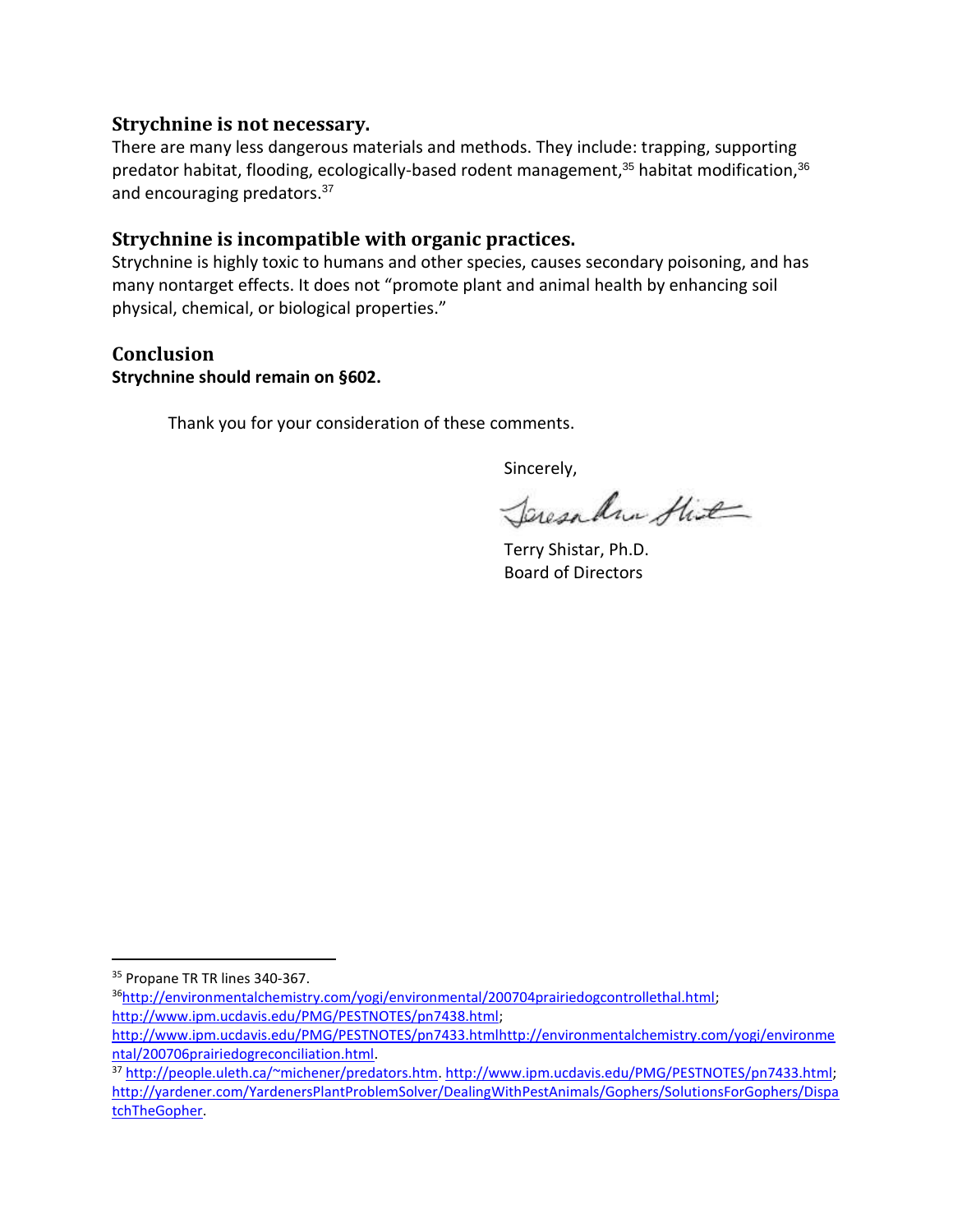## Strychnine is not necessary.

There are many less dangerous materials and methods. They include: trapping, supporting predator habitat, flooding, ecologically-based rodent management,[35] habitat modification,[36] and encouraging predators.[37]

## Strychnine is incompatible with organic practices.

Strychnine is highly toxic to humans and other species, causes secondary poisoning, and has many nontarget effects. It does not "promote plant and animal health by enhancing soil physical, chemical, or biological properties."

## Conclusion

**Strychnine should remain on §602.**

Thank you for your consideration of these comments.

Sincerely,

Terry Shistar, Ph.D.
Board of Directors

---

[35] Propane TR TR lines 340-367.

[36] http://environmentalchemistry.com/yogi/environmental/200704prairiedogcontrollethal.html; http://www.ipm.ucdavis.edu/PMG/PESTNOTES/pn7438.html; http://www.ipm.ucdavis.edu/PMG/PESTNOTES/pn7433.htmlhttp://environmentalchemistry.com/yogi/environmental/200706prairiedogreconciliation.html.

[37] http://people.uleth.ca/~michener/predators.htm. http://www.ipm.ucdavis.edu/PMG/PESTNOTES/pn7433.html; http://yardener.com/YardenersPlantProblemSolver/DealingWithPestAnimals/Gophers/SolutionsForGophers/DispatchTheGopher.